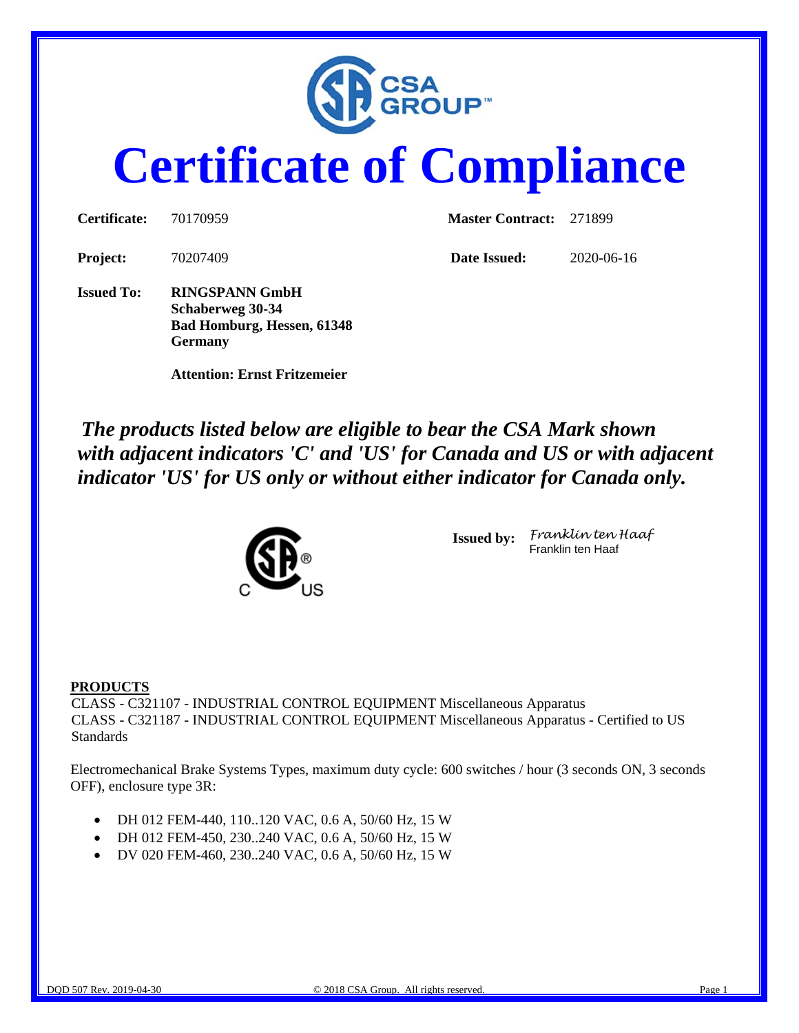# Certificate of Compliance

| | | | |
|---|---|---|---|
| **Certificate:** | 70170959 | **Master Contract:** | 271899 |
| **Project:** | 70207409 | **Date Issued:** | 2020-06-16 |

**Issued To:** **RINGSPANN GmbH**
**Schaberweg 30-34**
**Bad Homburg, Hessen, 61348**
**Germany**

**Attention: Ernst Fritzemeier**

***The products listed below are eligible to bear the CSA Mark shown with adjacent indicators 'C' and 'US' for Canada and US or with adjacent indicator 'US' for US only or without either indicator for Canada only.***

**Issued by:** *Franklin ten Haaf*
Franklin ten Haaf

**PRODUCTS**

CLASS - C321107 - INDUSTRIAL CONTROL EQUIPMENT Miscellaneous Apparatus
CLASS - C321187 - INDUSTRIAL CONTROL EQUIPMENT Miscellaneous Apparatus - Certified to US Standards

Electromechanical Brake Systems Types, maximum duty cycle: 600 switches / hour (3 seconds ON, 3 seconds OFF), enclosure type 3R:

- DH 012 FEM-440, 110..120 VAC, 0.6 A, 50/60 Hz, 15 W
- DH 012 FEM-450, 230..240 VAC, 0.6 A, 50/60 Hz, 15 W
- DV 020 FEM-460, 230..240 VAC, 0.6 A, 50/60 Hz, 15 W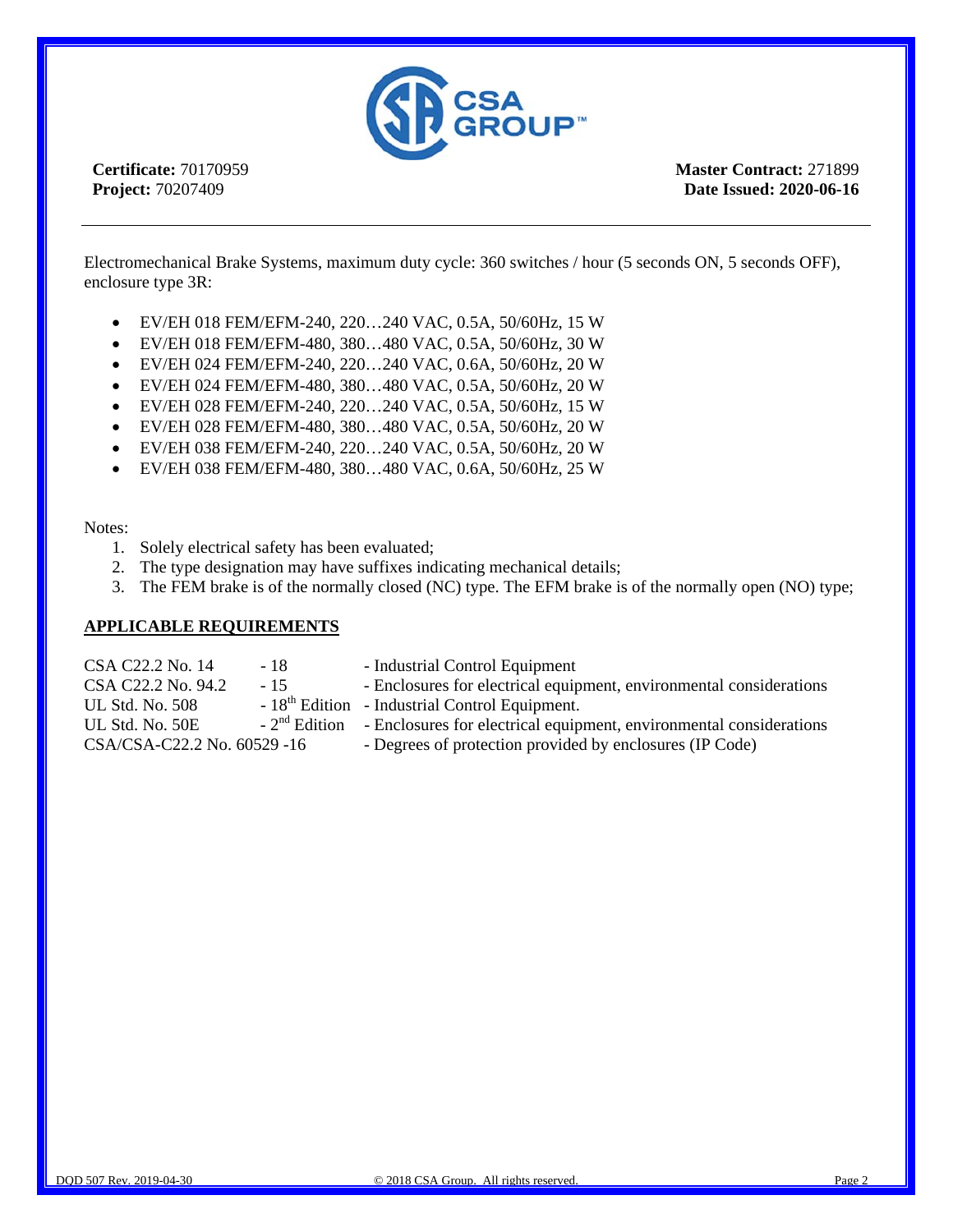**Certificate:** 70170959
**Project:** 70207409

**Master Contract:** 271899
**Date Issued: 2020-06-16**

---

Electromechanical Brake Systems, maximum duty cycle: 360 switches / hour (5 seconds ON, 5 seconds OFF), enclosure type 3R:

- EV/EH 018 FEM/EFM-240, 220…240 VAC, 0.5A, 50/60Hz, 15 W
- EV/EH 018 FEM/EFM-480, 380…480 VAC, 0.5A, 50/60Hz, 30 W
- EV/EH 024 FEM/EFM-240, 220…240 VAC, 0.6A, 50/60Hz, 20 W
- EV/EH 024 FEM/EFM-480, 380…480 VAC, 0.5A, 50/60Hz, 20 W
- EV/EH 028 FEM/EFM-240, 220…240 VAC, 0.5A, 50/60Hz, 15 W
- EV/EH 028 FEM/EFM-480, 380…480 VAC, 0.5A, 50/60Hz, 20 W
- EV/EH 038 FEM/EFM-240, 220…240 VAC, 0.5A, 50/60Hz, 20 W
- EV/EH 038 FEM/EFM-480, 380…480 VAC, 0.6A, 50/60Hz, 25 W

Notes:

1. Solely electrical safety has been evaluated;
2. The type designation may have suffixes indicating mechanical details;
3. The FEM brake is of the normally closed (NC) type. The EFM brake is of the normally open (NO) type;

**APPLICABLE REQUIREMENTS**

| | | |
|---|---|---|
| CSA C22.2 No. 14 | - 18 | - Industrial Control Equipment |
| CSA C22.2 No. 94.2 | - 15 | - Enclosures for electrical equipment, environmental considerations |
| UL Std. No. 508 | - 18th Edition | - Industrial Control Equipment. |
| UL Std. No. 50E | - 2nd Edition | - Enclosures for electrical equipment, environmental considerations |
| CSA/CSA-C22.2 No. 60529 -16 | | - Degrees of protection provided by enclosures (IP Code) |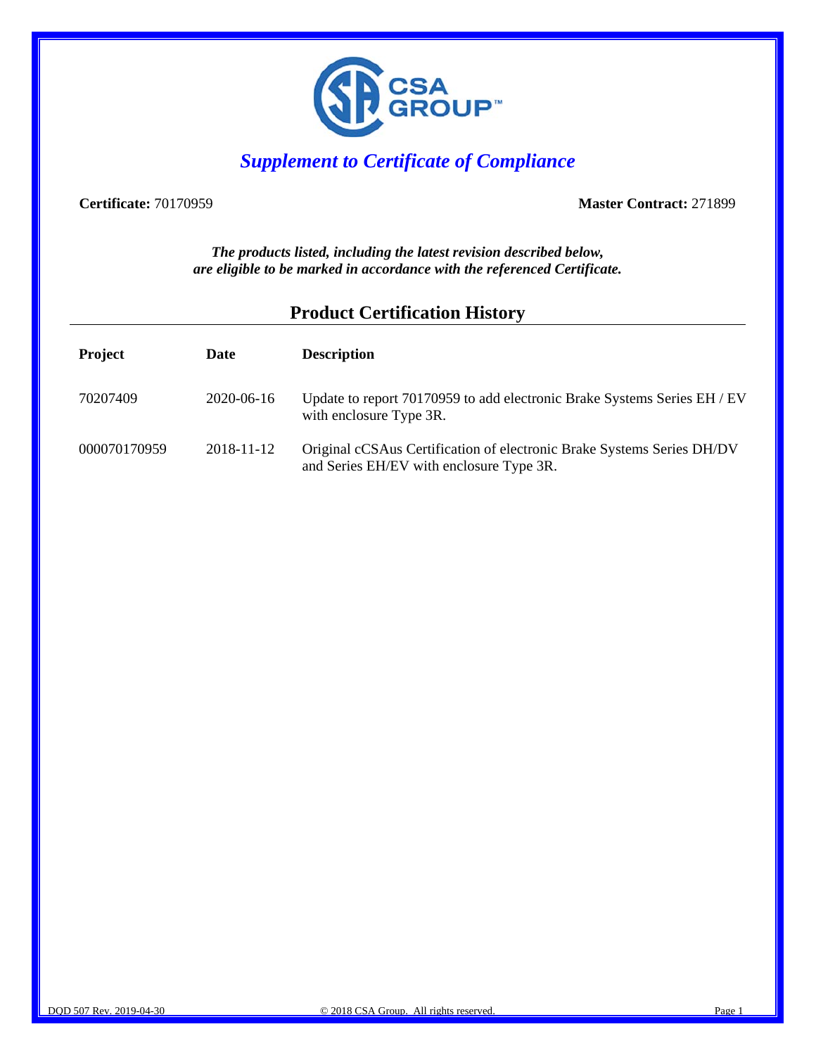# *Supplement to Certificate of Compliance*

**Certificate:** 70170959 **Master Contract:** 271899

***The products listed, including the latest revision described below, are eligible to be marked in accordance with the referenced Certificate.***

## Product Certification History

| Project | Date | Description |
|---|---|---|
| 70207409 | 2020-06-16 | Update to report 70170959 to add electronic Brake Systems Series EH / EV with enclosure Type 3R. |
| 000070170959 | 2018-11-12 | Original cCSAus Certification of electronic Brake Systems Series DH/DV and Series EH/EV with enclosure Type 3R. |